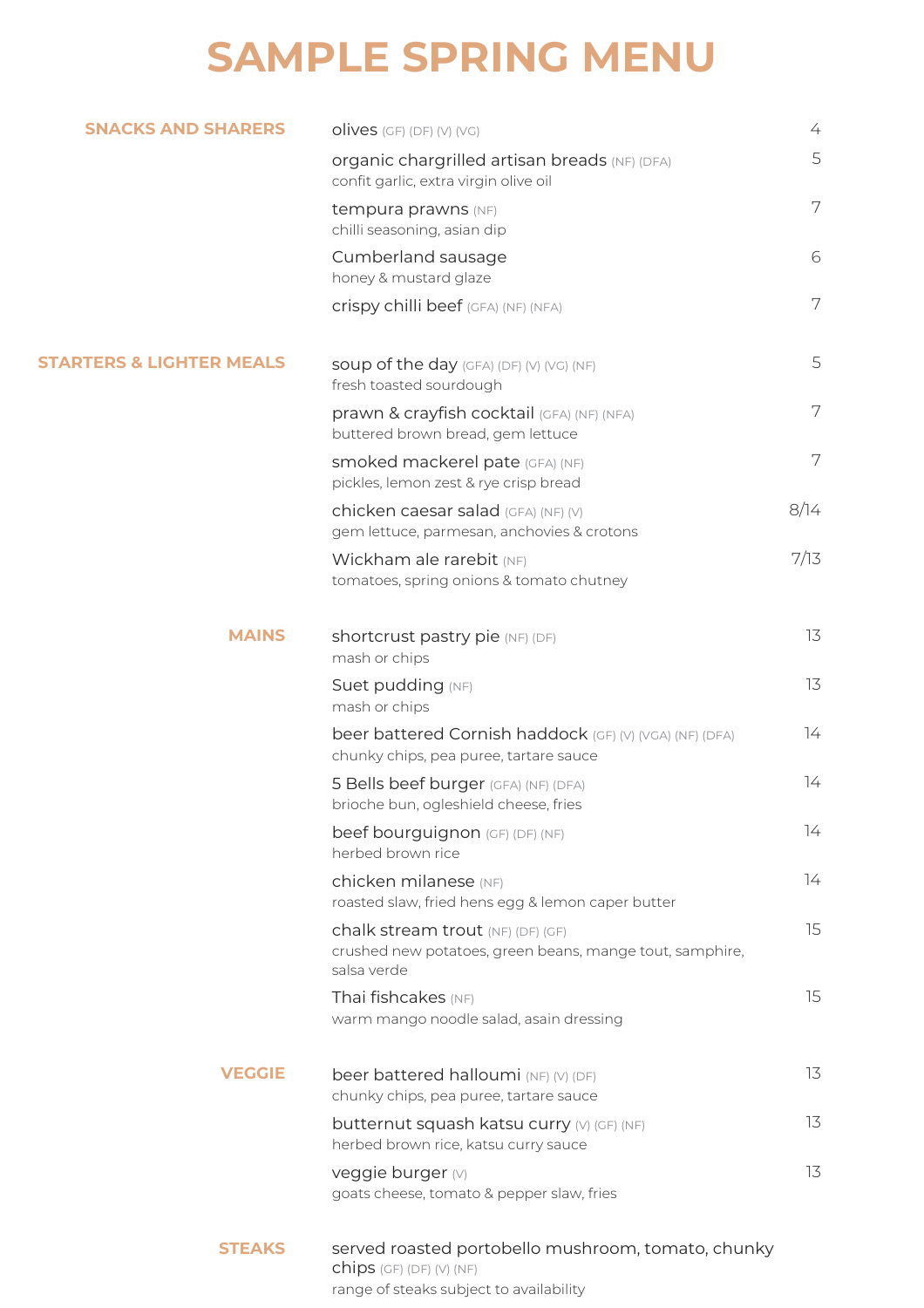# SAMPLE SPRING MENU

## SNACKS AND SHARERS

olives (GF) (DF) (V) (VG) — 4

organic chargrilled artisan breads (NF) (DFA) — 5
confit garlic, extra virgin olive oil

tempura prawns (NF) — 7
chilli seasoning, asian dip

Cumberland sausage — 6
honey & mustard glaze

crispy chilli beef (GFA) (NF) (NFA) — 7

## STARTERS & LIGHTER MEALS

soup of the day (GFA) (DF) (V) (VG) (NF) — 5
fresh toasted sourdough

prawn & crayfish cocktail (GFA) (NF) (NFA) — 7
buttered brown bread, gem lettuce

smoked mackerel pate (GFA) (NF) — 7
pickles, lemon zest & rye crisp bread

chicken caesar salad (GFA) (NF) (V) — 8/14
gem lettuce, parmesan, anchovies & crotons

Wickham ale rarebit (NF) — 7/13
tomatoes, spring onions & tomato chutney

## MAINS

shortcrust pastry pie (NF) (DF) — 13
mash or chips

Suet pudding (NF) — 13
mash or chips

beer battered Cornish haddock (GF) (V) (VGA) (NF) (DFA) — 14
chunky chips, pea puree, tartare sauce

5 Bells beef burger (GFA) (NF) (DFA) — 14
brioche bun, ogleshield cheese, fries

beef bourguignon (GF) (DF) (NF) — 14
herbed brown rice

chicken milanese (NF) — 14
roasted slaw, fried hens egg & lemon caper butter

chalk stream trout (NF) (DF) (GF) — 15
crushed new potatoes, green beans, mange tout, samphire, salsa verde

Thai fishcakes (NF) — 15
warm mango noodle salad, asain dressing

## VEGGIE

beer battered halloumi (NF) (V) (DF) — 13
chunky chips, pea puree, tartare sauce

butternut squash katsu curry (V) (GF) (NF) — 13
herbed brown rice, katsu curry sauce

veggie burger (V) — 13
goats cheese, tomato & pepper slaw, fries

## STEAKS

served roasted portobello mushroom, tomato, chunky chips (GF) (DF) (V) (NF)
range of steaks subject to availability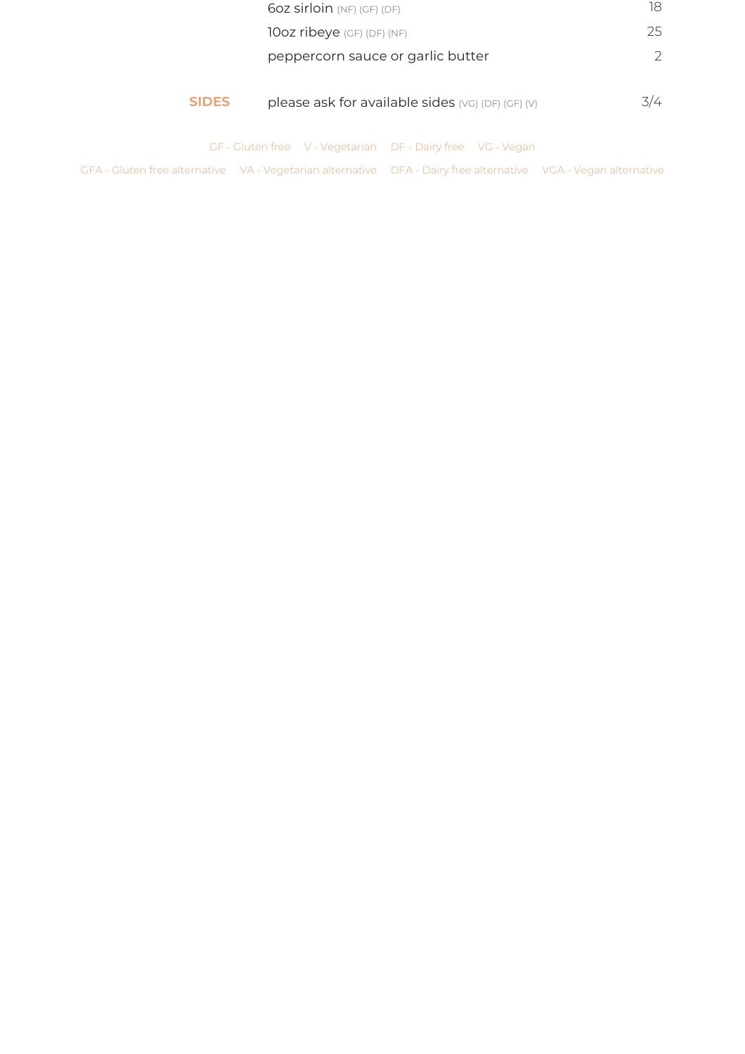| | | |
|---|---|---|
| | 6oz sirloin (NF) (GF) (DF) | 18 |
| | 10oz ribeye (GF) (DF) (NF) | 25 |
| | peppercorn sauce or garlic butter | 2 |
| **SIDES** | please ask for available sides (VG) (DF) (GF) (V) | 3/4 |

GF - Gluten free  V - Vegetarian  DF - Dairy free  VG - Vegan

GFA - Gluten free alternative  VA - Vegetarian alternative  DFA - Dairy free alternative  VGA - Vegan alternative